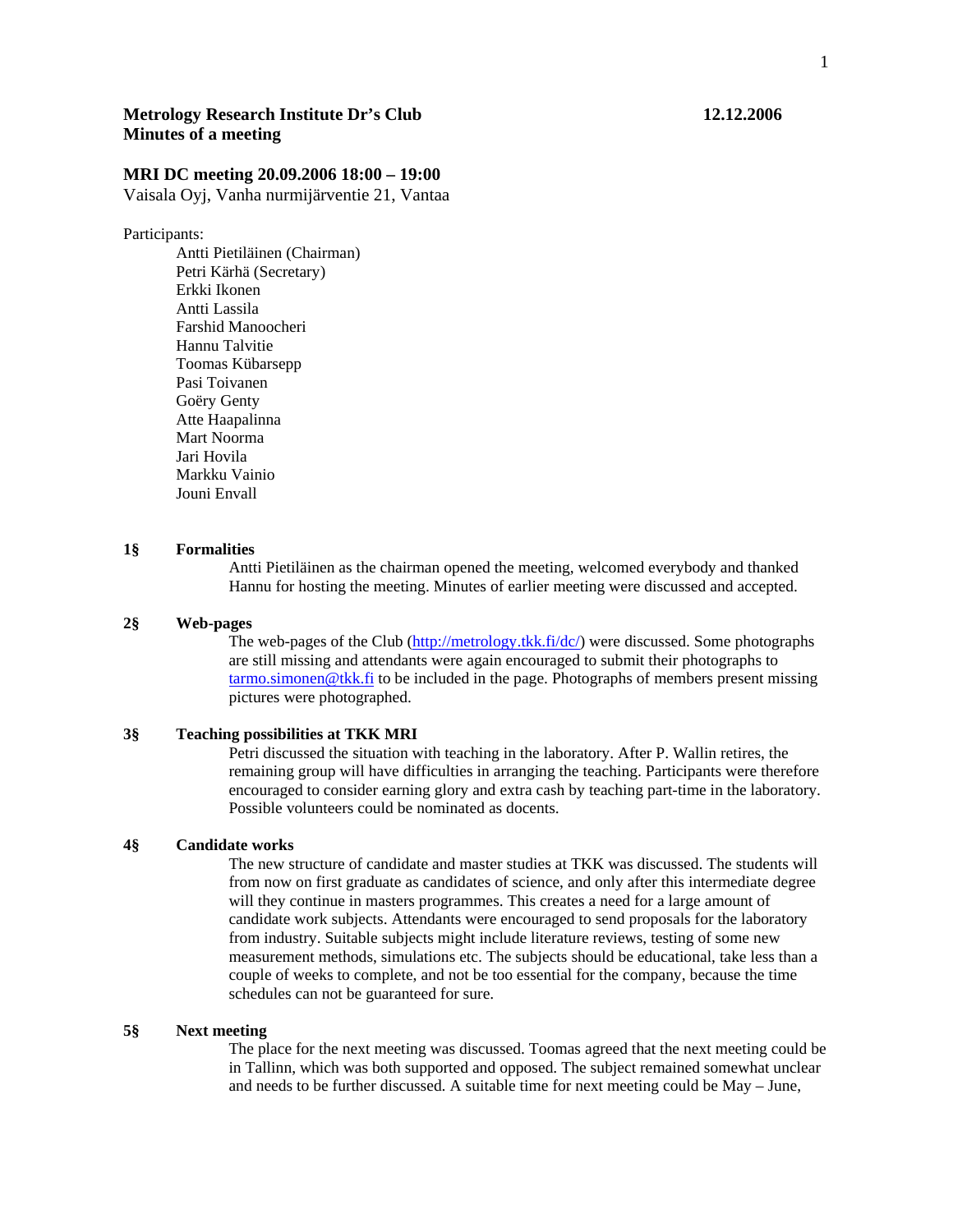**Metology Research Institute Dr's Club** 12.12.2006

**Minutes of a meeting**

**MRI DC meeting 20.09.2006 18:00 – 19:00**

Vaisala Oyj, Vanha nurmijärventie 21, Vantaa

Participants:

- Antti Pietiläinen (Chairman)
- Petri Kärhä (Secretary)
- Erkki Ikonen
- Antti Lassila
- Farshid Manoocheri
- Hannu Talvitie
- Toomas Kübarsepp
- Pasi Toivanen
- Goëry Genty
- Atte Haapalinna
- Mart Noorma
- Jari Hovila
- Markku Vainio
- Jouni Envall

**1§ Formalities**

Antti Pietiläinen as the chairman opened the meeting, welcomed everybody and thanked Hannu for hosting the meeting. Minutes of earlier meeting were discussed and accepted.

**2§ Web-pages**

The web-pages of the Club (http://metrology.tkk.fi/dc/) were discussed. Some photographs are still missing and attendants were again encouraged to submit their photographs to tarmo.simonen@tkk.fi to be included in the page. Photographs of members present missing pictures were photographed.

**3§ Teaching possibilities at TKK MRI**

Petri discussed the situation with teaching in the laboratory. After P. Wallin retires, the remaining group will have difficulties in arranging the teaching. Participants were therefore encouraged to consider earning glory and extra cash by teaching part-time in the laboratory. Possible volunteers could be nominated as docents.

**4§ Candidate works**

The new structure of candidate and master studies at TKK was discussed. The students will from now on first graduate as candidates of science, and only after this intermediate degree will they continue in masters programmes. This creates a need for a large amount of candidate work subjects. Attendants were encouraged to send proposals for the laboratory from industry. Suitable subjects might include literature reviews, testing of some new measurement methods, simulations etc. The subjects should be educational, take less than a couple of weeks to complete, and not be too essential for the company, because the time schedules can not be guaranteed for sure.

**5§ Next meeting**

The place for the next meeting was discussed. Toomas agreed that the next meeting could be in Tallinn, which was both supported and opposed. The subject remained somewhat unclear and needs to be further discussed. A suitable time for next meeting could be May – June,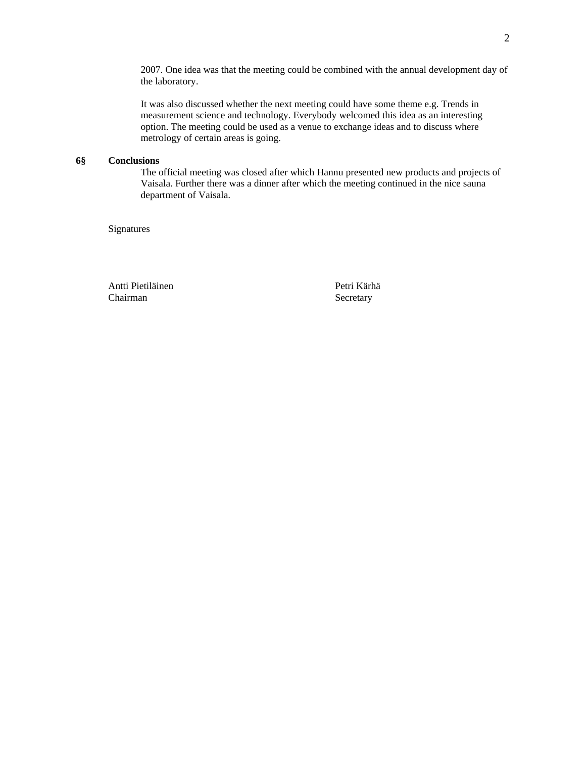2007. One idea was that the meeting could be combined with the annual development day of the laboratory.

It was also discussed whether the next meeting could have some theme e.g. Trends in measurement science and technology. Everybody welcomed this idea as an interesting option. The meeting could be used as a venue to exchange ideas and to discuss where metrology of certain areas is going.

**6§ Conclusions**

The official meeting was closed after which Hannu presented new products and projects of Vaisala. Further there was a dinner after which the meeting continued in the nice sauna department of Vaisala.

Signatures

| | |
|---|---|
| Antti Pietiläinen | Petri Kärhä |
| Chairman | Secretary |